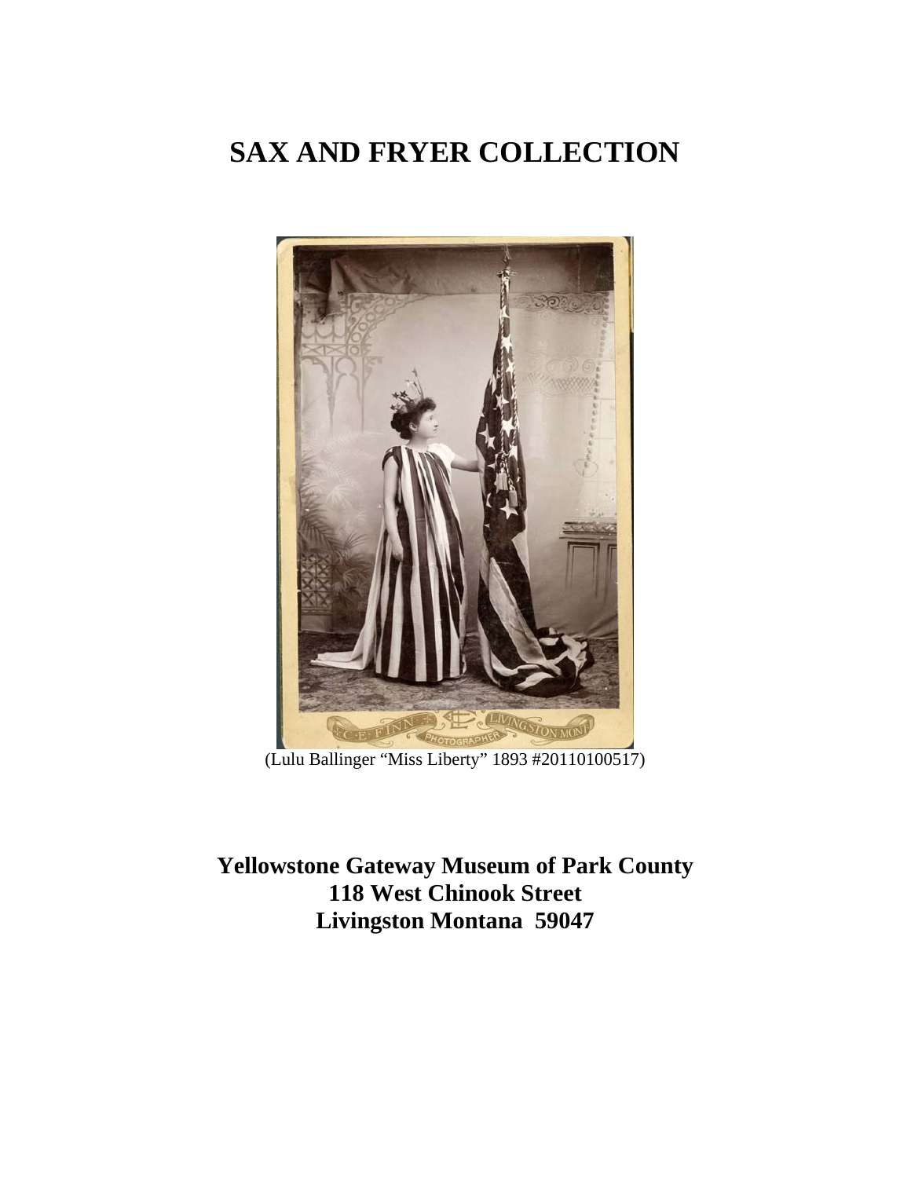# SAX AND FRYER COLLECTION

(Lulu Ballinger "Miss Liberty" 1893 #20110100517)

**Yellowstone Gateway Museum of Park County**
**118 West Chinook Street**
**Livingston Montana 59047**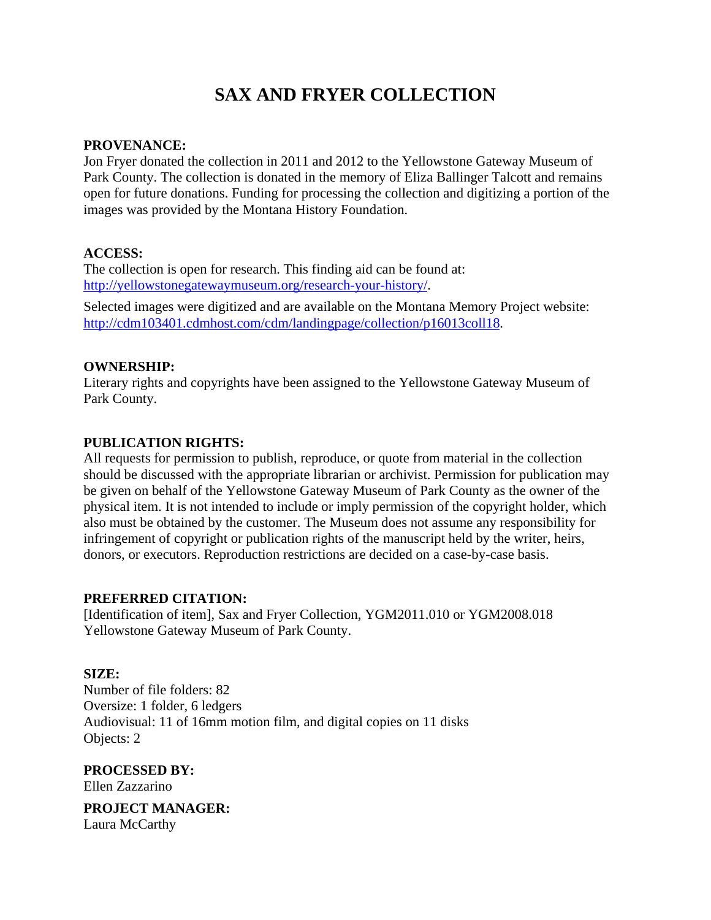# SAX AND FRYER COLLECTION

**PROVENANCE:**
Jon Fryer donated the collection in 2011 and 2012 to the Yellowstone Gateway Museum of Park County. The collection is donated in the memory of Eliza Ballinger Talcott and remains open for future donations. Funding for processing the collection and digitizing a portion of the images was provided by the Montana History Foundation.

**ACCESS:**
The collection is open for research. This finding aid can be found at: http://yellowstonegatewaymuseum.org/research-your-history/.

Selected images were digitized and are available on the Montana Memory Project website: http://cdm103401.cdmhost.com/cdm/landingpage/collection/p16013coll18.

**OWNERSHIP:**
Literary rights and copyrights have been assigned to the Yellowstone Gateway Museum of Park County.

**PUBLICATION RIGHTS:**
All requests for permission to publish, reproduce, or quote from material in the collection should be discussed with the appropriate librarian or archivist. Permission for publication may be given on behalf of the Yellowstone Gateway Museum of Park County as the owner of the physical item. It is not intended to include or imply permission of the copyright holder, which also must be obtained by the customer. The Museum does not assume any responsibility for infringement of copyright or publication rights of the manuscript held by the writer, heirs, donors, or executors. Reproduction restrictions are decided on a case-by-case basis.

**PREFERRED CITATION:**
[Identification of item], Sax and Fryer Collection, YGM2011.010 or YGM2008.018 Yellowstone Gateway Museum of Park County.

**SIZE:**
Number of file folders: 82
Oversize: 1 folder, 6 ledgers
Audiovisual: 11 of 16mm motion film, and digital copies on 11 disks
Objects: 2

**PROCESSED BY:**
Ellen Zazzarino

**PROJECT MANAGER:**
Laura McCarthy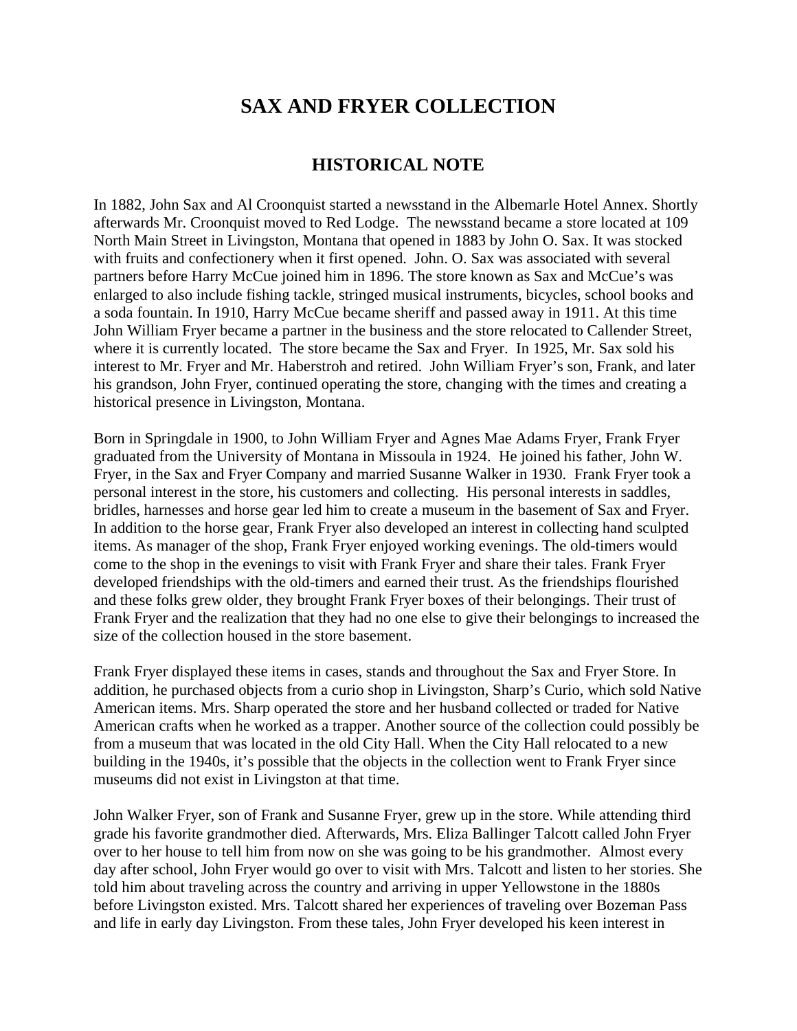# SAX AND FRYER COLLECTION

## HISTORICAL NOTE

In 1882, John Sax and Al Croonquist started a newsstand in the Albemarle Hotel Annex. Shortly afterwards Mr. Croonquist moved to Red Lodge. The newsstand became a store located at 109 North Main Street in Livingston, Montana that opened in 1883 by John O. Sax. It was stocked with fruits and confectionery when it first opened. John. O. Sax was associated with several partners before Harry McCue joined him in 1896. The store known as Sax and McCue's was enlarged to also include fishing tackle, stringed musical instruments, bicycles, school books and a soda fountain. In 1910, Harry McCue became sheriff and passed away in 1911. At this time John William Fryer became a partner in the business and the store relocated to Callender Street, where it is currently located. The store became the Sax and Fryer. In 1925, Mr. Sax sold his interest to Mr. Fryer and Mr. Haberstroh and retired. John William Fryer's son, Frank, and later his grandson, John Fryer, continued operating the store, changing with the times and creating a historical presence in Livingston, Montana.

Born in Springdale in 1900, to John William Fryer and Agnes Mae Adams Fryer, Frank Fryer graduated from the University of Montana in Missoula in 1924. He joined his father, John W. Fryer, in the Sax and Fryer Company and married Susanne Walker in 1930. Frank Fryer took a personal interest in the store, his customers and collecting. His personal interests in saddles, bridles, harnesses and horse gear led him to create a museum in the basement of Sax and Fryer. In addition to the horse gear, Frank Fryer also developed an interest in collecting hand sculpted items. As manager of the shop, Frank Fryer enjoyed working evenings. The old-timers would come to the shop in the evenings to visit with Frank Fryer and share their tales. Frank Fryer developed friendships with the old-timers and earned their trust. As the friendships flourished and these folks grew older, they brought Frank Fryer boxes of their belongings. Their trust of Frank Fryer and the realization that they had no one else to give their belongings to increased the size of the collection housed in the store basement.

Frank Fryer displayed these items in cases, stands and throughout the Sax and Fryer Store. In addition, he purchased objects from a curio shop in Livingston, Sharp's Curio, which sold Native American items. Mrs. Sharp operated the store and her husband collected or traded for Native American crafts when he worked as a trapper. Another source of the collection could possibly be from a museum that was located in the old City Hall. When the City Hall relocated to a new building in the 1940s, it's possible that the objects in the collection went to Frank Fryer since museums did not exist in Livingston at that time.

John Walker Fryer, son of Frank and Susanne Fryer, grew up in the store. While attending third grade his favorite grandmother died. Afterwards, Mrs. Eliza Ballinger Talcott called John Fryer over to her house to tell him from now on she was going to be his grandmother. Almost every day after school, John Fryer would go over to visit with Mrs. Talcott and listen to her stories. She told him about traveling across the country and arriving in upper Yellowstone in the 1880s before Livingston existed. Mrs. Talcott shared her experiences of traveling over Bozeman Pass and life in early day Livingston. From these tales, John Fryer developed his keen interest in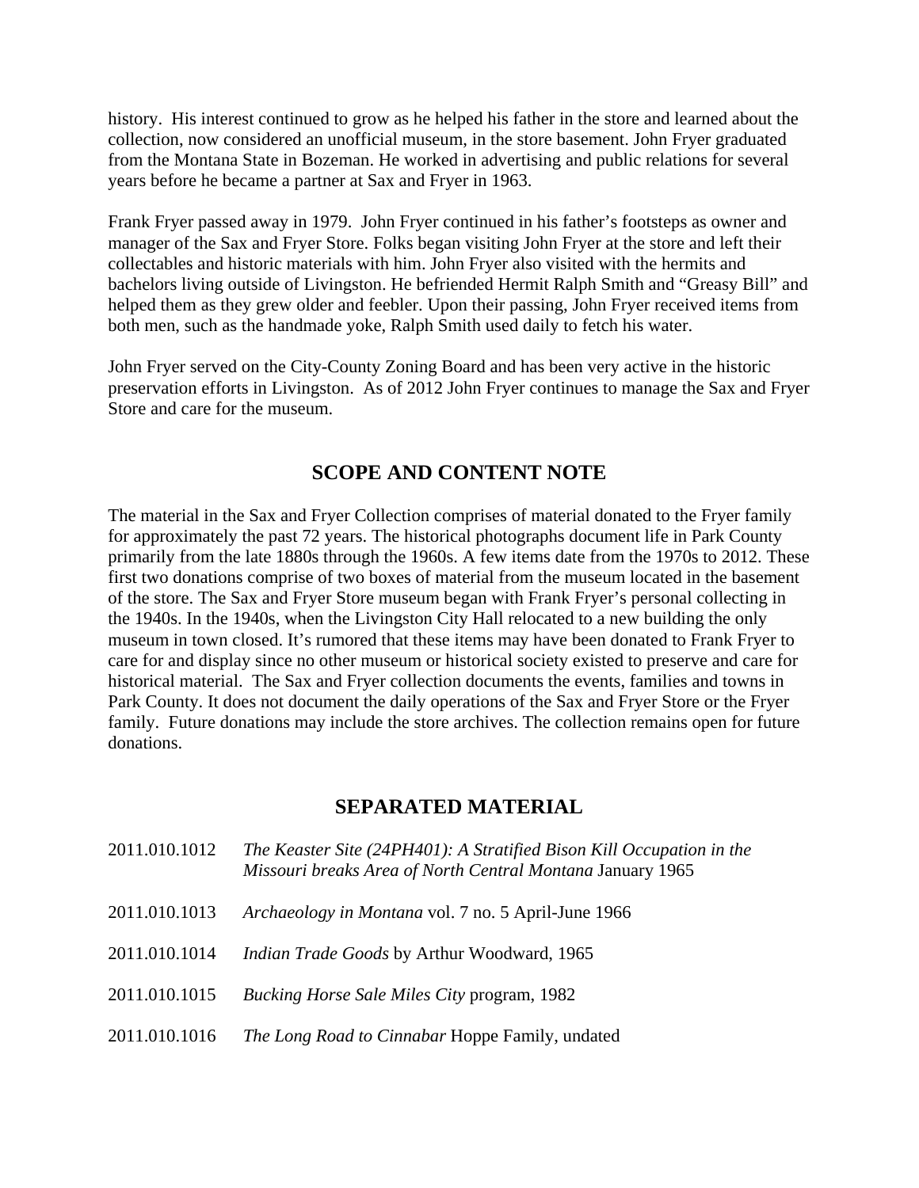history. His interest continued to grow as he helped his father in the store and learned about the collection, now considered an unofficial museum, in the store basement. John Fryer graduated from the Montana State in Bozeman. He worked in advertising and public relations for several years before he became a partner at Sax and Fryer in 1963.

Frank Fryer passed away in 1979. John Fryer continued in his father's footsteps as owner and manager of the Sax and Fryer Store. Folks began visiting John Fryer at the store and left their collectables and historic materials with him. John Fryer also visited with the hermits and bachelors living outside of Livingston. He befriended Hermit Ralph Smith and "Greasy Bill" and helped them as they grew older and feebler. Upon their passing, John Fryer received items from both men, such as the handmade yoke, Ralph Smith used daily to fetch his water.

John Fryer served on the City-County Zoning Board and has been very active in the historic preservation efforts in Livingston. As of 2012 John Fryer continues to manage the Sax and Fryer Store and care for the museum.

## SCOPE AND CONTENT NOTE

The material in the Sax and Fryer Collection comprises of material donated to the Fryer family for approximately the past 72 years. The historical photographs document life in Park County primarily from the late 1880s through the 1960s. A few items date from the 1970s to 2012. These first two donations comprise of two boxes of material from the museum located in the basement of the store. The Sax and Fryer Store museum began with Frank Fryer's personal collecting in the 1940s. In the 1940s, when the Livingston City Hall relocated to a new building the only museum in town closed. It's rumored that these items may have been donated to Frank Fryer to care for and display since no other museum or historical society existed to preserve and care for historical material. The Sax and Fryer collection documents the events, families and towns in Park County. It does not document the daily operations of the Sax and Fryer Store or the Fryer family. Future donations may include the store archives. The collection remains open for future donations.

## SEPARATED MATERIAL

| | |
|---|---|
| 2011.010.1012 | *The Keaster Site (24PH401): A Stratified Bison Kill Occupation in the Missouri breaks Area of North Central Montana* January 1965 |
| 2011.010.1013 | *Archaeology in Montana* vol. 7 no. 5 April-June 1966 |
| 2011.010.1014 | *Indian Trade Goods* by Arthur Woodward, 1965 |
| 2011.010.1015 | *Bucking Horse Sale Miles City* program, 1982 |
| 2011.010.1016 | *The Long Road to Cinnabar* Hoppe Family, undated |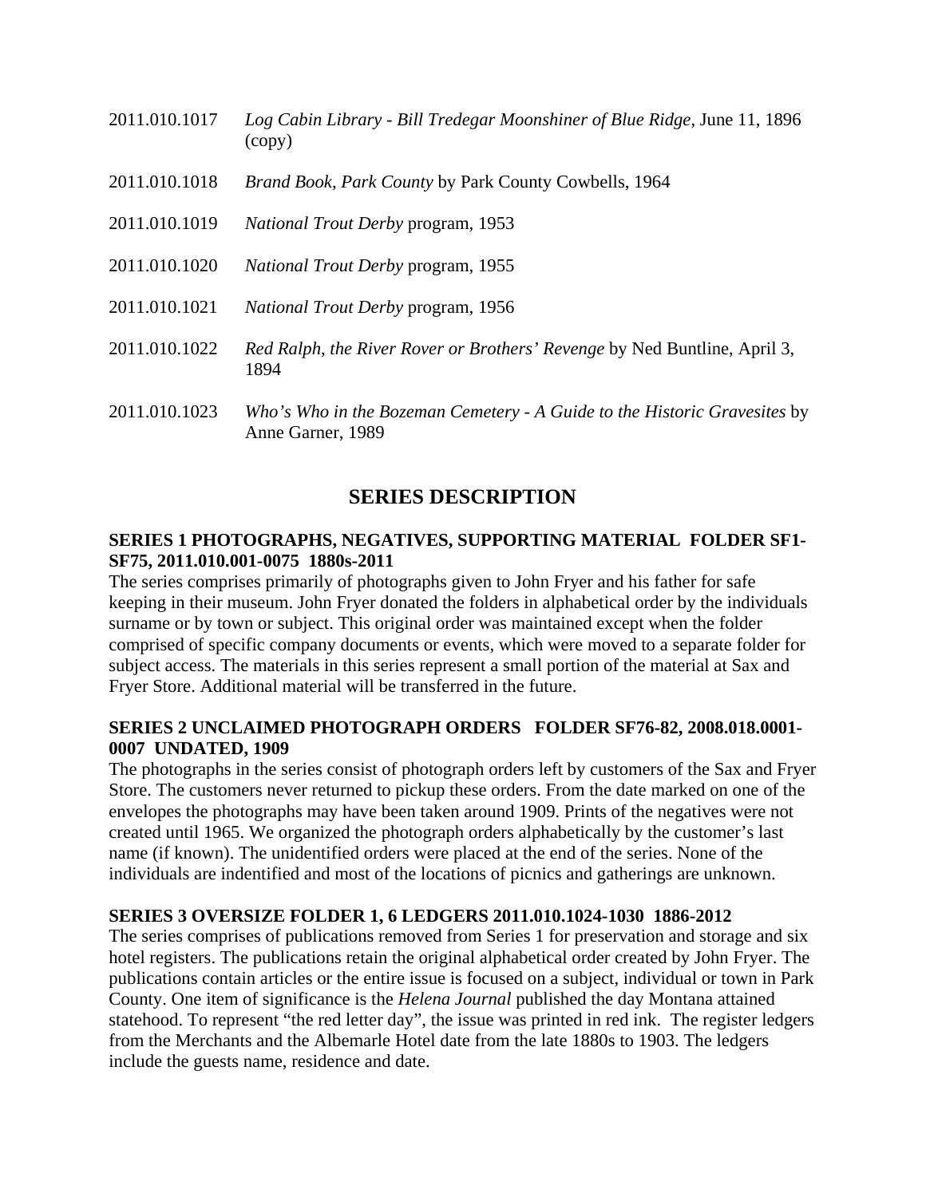2011.010.1017 *Log Cabin Library - Bill Tredegar Moonshiner of Blue Ridge*, June 11, 1896 (copy)

2011.010.1018 *Brand Book, Park County* by Park County Cowbells, 1964

2011.010.1019 *National Trout Derby* program, 1953

2011.010.1020 *National Trout Derby* program, 1955

2011.010.1021 *National Trout Derby* program, 1956

2011.010.1022 *Red Ralph, the River Rover or Brothers' Revenge* by Ned Buntline, April 3, 1894

2011.010.1023 *Who's Who in the Bozeman Cemetery - A Guide to the Historic Gravesites* by Anne Garner, 1989

## SERIES DESCRIPTION

**SERIES 1 PHOTOGRAPHS, NEGATIVES, SUPPORTING MATERIAL FOLDER SF1-SF75, 2011.010.001-0075 1880s-2011**

The series comprises primarily of photographs given to John Fryer and his father for safe keeping in their museum. John Fryer donated the folders in alphabetical order by the individuals surname or by town or subject. This original order was maintained except when the folder comprised of specific company documents or events, which were moved to a separate folder for subject access. The materials in this series represent a small portion of the material at Sax and Fryer Store. Additional material will be transferred in the future.

**SERIES 2 UNCLAIMED PHOTOGRAPH ORDERS FOLDER SF76-82, 2008.018.0001-0007 UNDATED, 1909**

The photographs in the series consist of photograph orders left by customers of the Sax and Fryer Store. The customers never returned to pickup these orders. From the date marked on one of the envelopes the photographs may have been taken around 1909. Prints of the negatives were not created until 1965. We organized the photograph orders alphabetically by the customer's last name (if known). The unidentified orders were placed at the end of the series. None of the individuals are indentified and most of the locations of picnics and gatherings are unknown.

**SERIES 3 OVERSIZE FOLDER 1, 6 LEDGERS 2011.010.1024-1030 1886-2012**

The series comprises of publications removed from Series 1 for preservation and storage and six hotel registers. The publications retain the original alphabetical order created by John Fryer. The publications contain articles or the entire issue is focused on a subject, individual or town in Park County. One item of significance is the *Helena Journal* published the day Montana attained statehood. To represent "the red letter day", the issue was printed in red ink. The register ledgers from the Merchants and the Albemarle Hotel date from the late 1880s to 1903. The ledgers include the guests name, residence and date.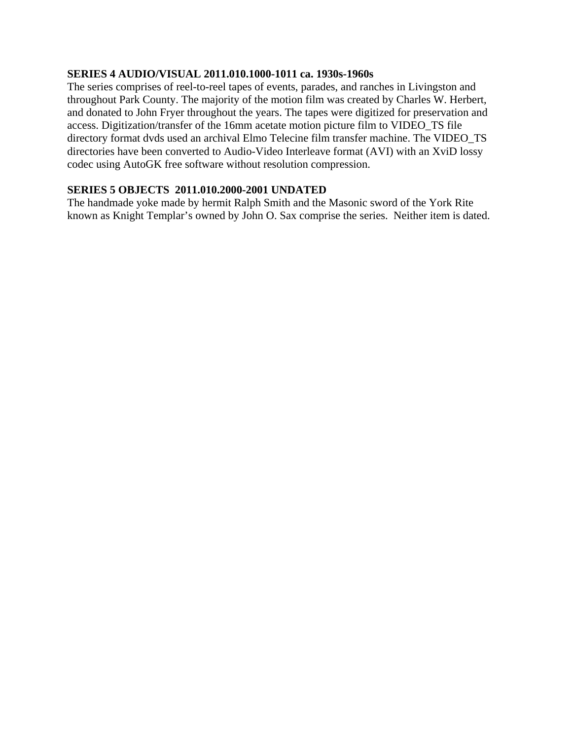**SERIES 4 AUDIO/VISUAL 2011.010.1000-1011 ca. 1930s-1960s**

The series comprises of reel-to-reel tapes of events, parades, and ranches in Livingston and throughout Park County. The majority of the motion film was created by Charles W. Herbert, and donated to John Fryer throughout the years. The tapes were digitized for preservation and access. Digitization/transfer of the 16mm acetate motion picture film to VIDEO_TS file directory format dvds used an archival Elmo Telecine film transfer machine. The VIDEO_TS directories have been converted to Audio-Video Interleave format (AVI) with an XviD lossy codec using AutoGK free software without resolution compression.

**SERIES 5 OBJECTS 2011.010.2000-2001 UNDATED**

The handmade yoke made by hermit Ralph Smith and the Masonic sword of the York Rite known as Knight Templar's owned by John O. Sax comprise the series. Neither item is dated.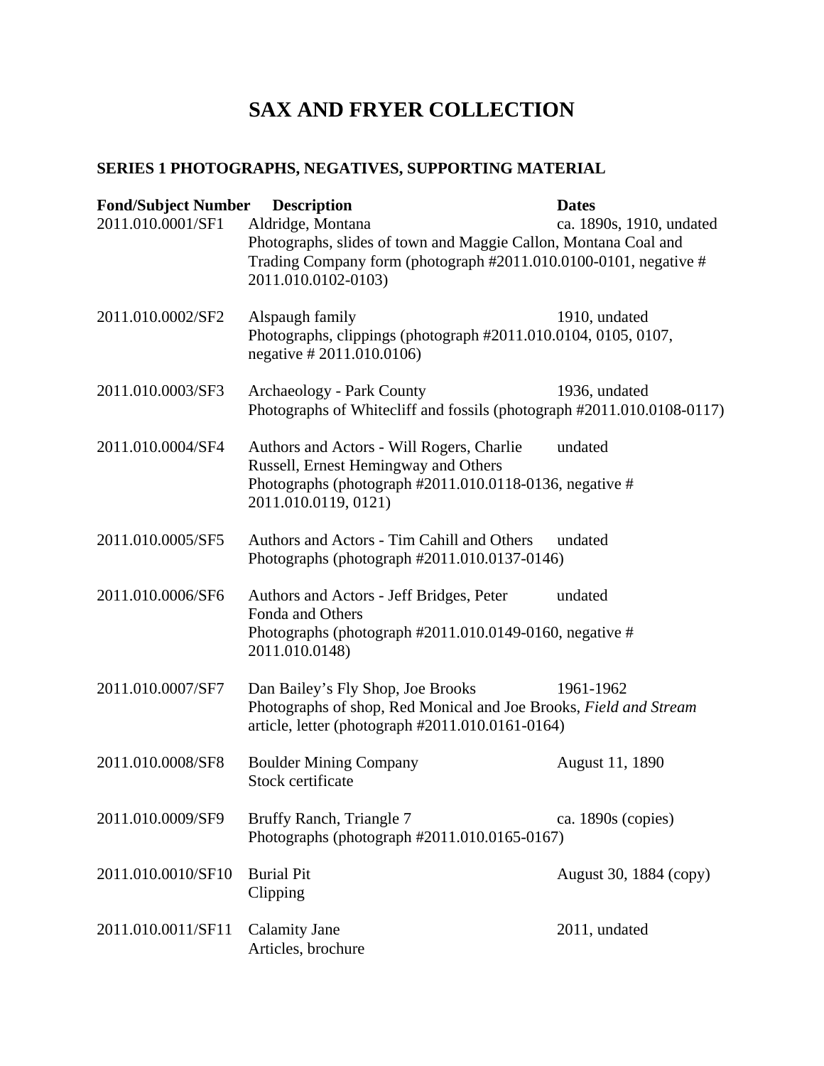# SAX AND FRYER COLLECTION

## SERIES 1 PHOTOGRAPHS, NEGATIVES, SUPPORTING MATERIAL

| Fond/Subject Number | Description | Dates |
|---|---|---|
| 2011.010.0001/SF1 | Aldridge, Montana<br>Photographs, slides of town and Maggie Callon, Montana Coal and Trading Company form (photograph #2011.010.0100-0101, negative # 2011.010.0102-0103) | ca. 1890s, 1910, undated |
| 2011.010.0002/SF2 | Alspaugh family<br>Photographs, clippings (photograph #2011.010.0104, 0105, 0107, negative # 2011.010.0106) | 1910, undated |
| 2011.010.0003/SF3 | Archaeology - Park County<br>Photographs of Whitecliff and fossils (photograph #2011.010.0108-0117) | 1936, undated |
| 2011.010.0004/SF4 | Authors and Actors - Will Rogers, Charlie Russell, Ernest Hemingway and Others<br>Photographs (photograph #2011.010.0118-0136, negative # 2011.010.0119, 0121) | undated |
| 2011.010.0005/SF5 | Authors and Actors - Tim Cahill and Others<br>Photographs (photograph #2011.010.0137-0146) | undated |
| 2011.010.0006/SF6 | Authors and Actors - Jeff Bridges, Peter Fonda and Others<br>Photographs (photograph #2011.010.0149-0160, negative # 2011.010.0148) | undated |
| 2011.010.0007/SF7 | Dan Bailey's Fly Shop, Joe Brooks<br>Photographs of shop, Red Monical and Joe Brooks, *Field and Stream* article, letter (photograph #2011.010.0161-0164) | 1961-1962 |
| 2011.010.0008/SF8 | Boulder Mining Company<br>Stock certificate | August 11, 1890 |
| 2011.010.0009/SF9 | Bruffy Ranch, Triangle 7<br>Photographs (photograph #2011.010.0165-0167) | ca. 1890s (copies) |
| 2011.010.0010/SF10 | Burial Pit<br>Clipping | August 30, 1884 (copy) |
| 2011.010.0011/SF11 | Calamity Jane<br>Articles, brochure | 2011, undated |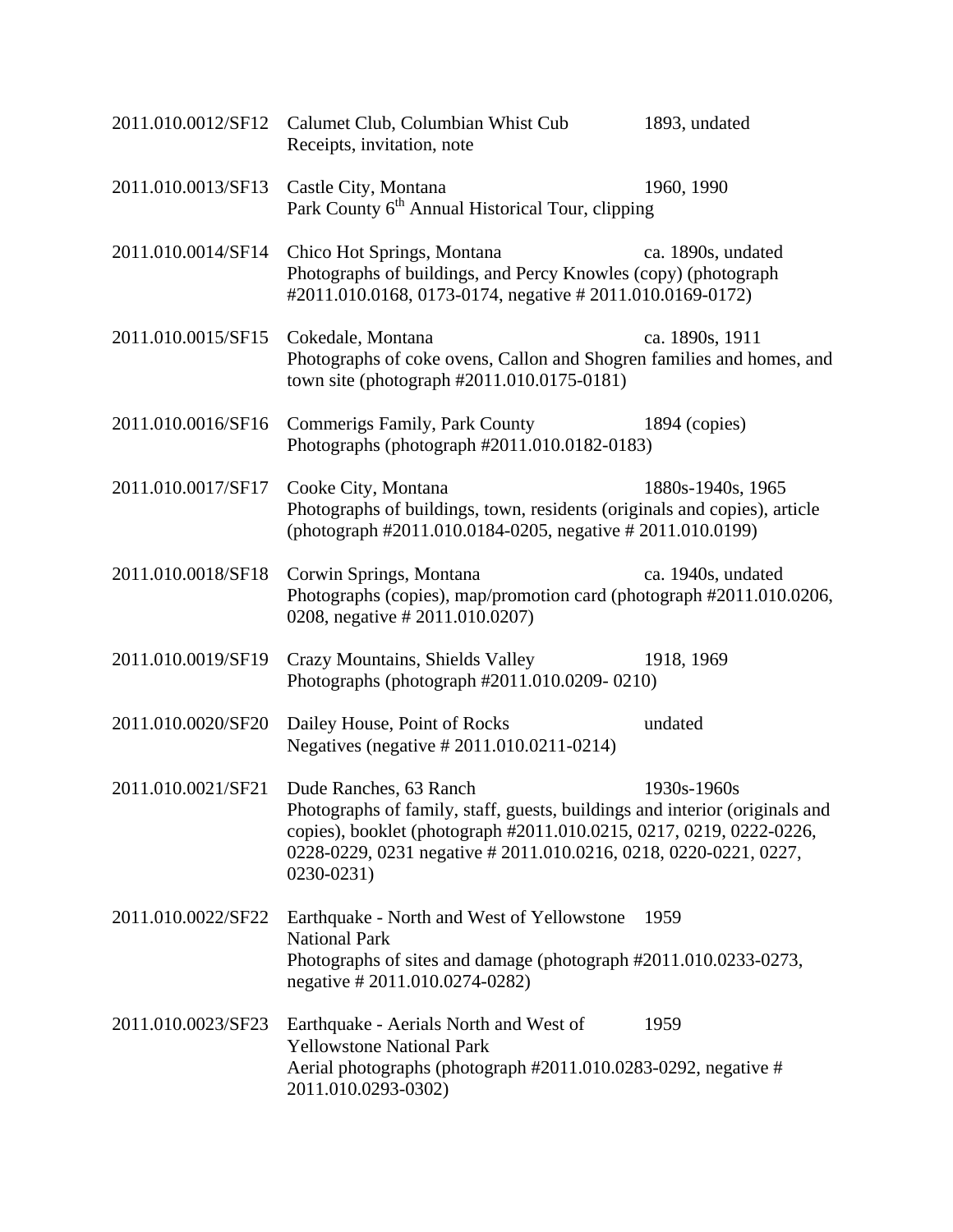2011.010.0012/SF12 Calumet Club, Columbian Whist Cub 1893, undated
Receipts, invitation, note

2011.010.0013/SF13 Castle City, Montana 1960, 1990
Park County 6th Annual Historical Tour, clipping

2011.010.0014/SF14 Chico Hot Springs, Montana ca. 1890s, undated
Photographs of buildings, and Percy Knowles (copy) (photograph #2011.010.0168, 0173-0174, negative # 2011.010.0169-0172)

2011.010.0015/SF15 Cokedale, Montana ca. 1890s, 1911
Photographs of coke ovens, Callon and Shogren families and homes, and town site (photograph #2011.010.0175-0181)

2011.010.0016/SF16 Commerigs Family, Park County 1894 (copies)
Photographs (photograph #2011.010.0182-0183)

2011.010.0017/SF17 Cooke City, Montana 1880s-1940s, 1965
Photographs of buildings, town, residents (originals and copies), article (photograph #2011.010.0184-0205, negative # 2011.010.0199)

2011.010.0018/SF18 Corwin Springs, Montana ca. 1940s, undated
Photographs (copies), map/promotion card (photograph #2011.010.0206, 0208, negative # 2011.010.0207)

2011.010.0019/SF19 Crazy Mountains, Shields Valley 1918, 1969
Photographs (photograph #2011.010.0209- 0210)

2011.010.0020/SF20 Dailey House, Point of Rocks undated
Negatives (negative # 2011.010.0211-0214)

2011.010.0021/SF21 Dude Ranches, 63 Ranch 1930s-1960s
Photographs of family, staff, guests, buildings and interior (originals and copies), booklet (photograph #2011.010.0215, 0217, 0219, 0222-0226, 0228-0229, 0231 negative # 2011.010.0216, 0218, 0220-0221, 0227, 0230-0231)

2011.010.0022/SF22 Earthquake - North and West of Yellowstone National Park 1959
Photographs of sites and damage (photograph #2011.010.0233-0273, negative # 2011.010.0274-0282)

2011.010.0023/SF23 Earthquake - Aerials North and West of Yellowstone National Park 1959
Aerial photographs (photograph #2011.010.0283-0292, negative # 2011.010.0293-0302)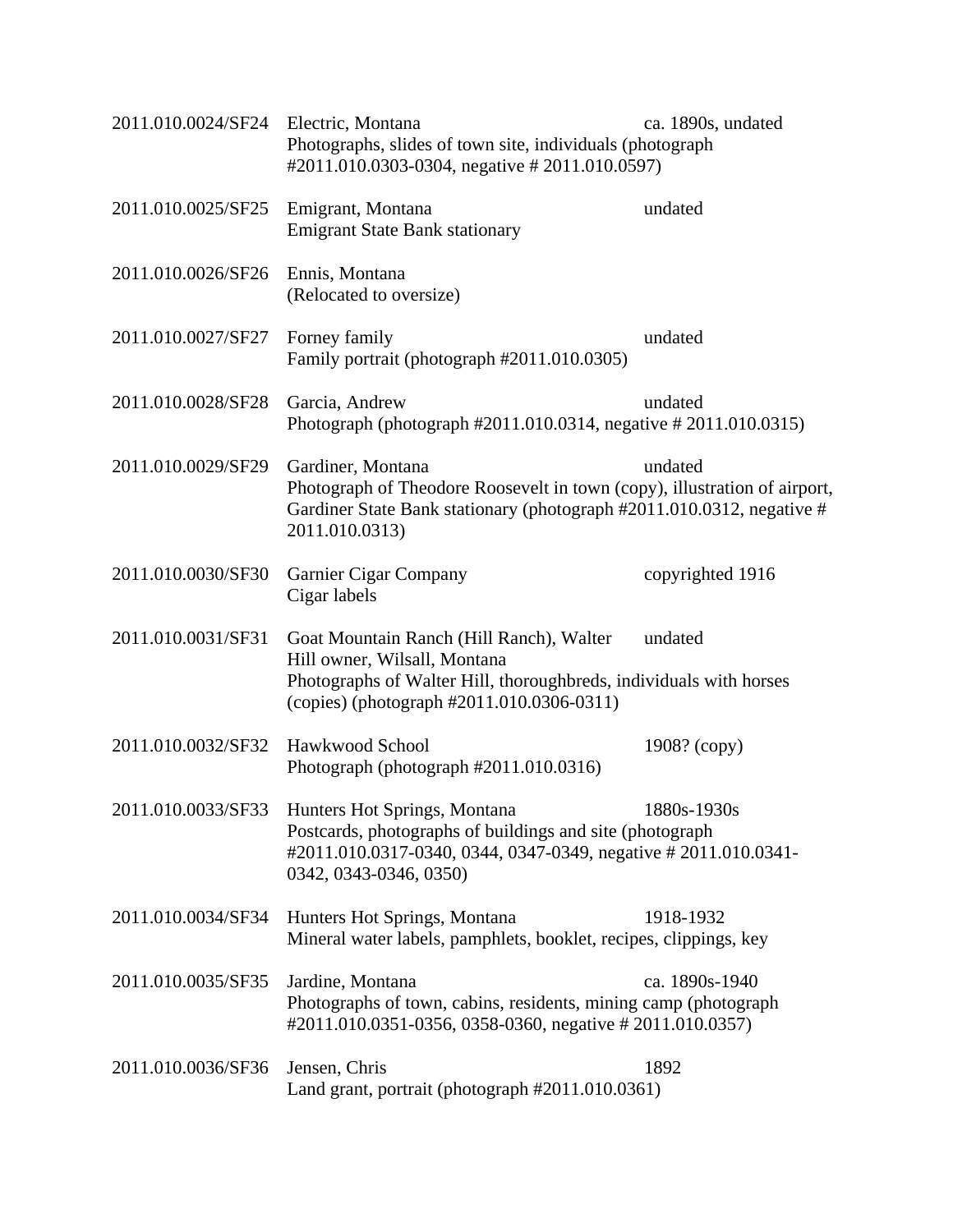| | | |
|---|---|---|
| 2011.010.0024/SF24 | Electric, Montana<br>Photographs, slides of town site, individuals (photograph #2011.010.0303-0304, negative # 2011.010.0597) | ca. 1890s, undated |
| 2011.010.0025/SF25 | Emigrant, Montana<br>Emigrant State Bank stationary | undated |
| 2011.010.0026/SF26 | Ennis, Montana<br>(Relocated to oversize) | |
| 2011.010.0027/SF27 | Forney family<br>Family portrait (photograph #2011.010.0305) | undated |
| 2011.010.0028/SF28 | Garcia, Andrew<br>Photograph (photograph #2011.010.0314, negative # 2011.010.0315) | undated |
| 2011.010.0029/SF29 | Gardiner, Montana<br>Photograph of Theodore Roosevelt in town (copy), illustration of airport, Gardiner State Bank stationary (photograph #2011.010.0312, negative # 2011.010.0313) | undated |
| 2011.010.0030/SF30 | Garnier Cigar Company<br>Cigar labels | copyrighted 1916 |
| 2011.010.0031/SF31 | Goat Mountain Ranch (Hill Ranch), Walter Hill owner, Wilsall, Montana<br>Photographs of Walter Hill, thoroughbreds, individuals with horses (copies) (photograph #2011.010.0306-0311) | undated |
| 2011.010.0032/SF32 | Hawkwood School<br>Photograph (photograph #2011.010.0316) | 1908? (copy) |
| 2011.010.0033/SF33 | Hunters Hot Springs, Montana<br>Postcards, photographs of buildings and site (photograph #2011.010.0317-0340, 0344, 0347-0349, negative # 2011.010.0341-0342, 0343-0346, 0350) | 1880s-1930s |
| 2011.010.0034/SF34 | Hunters Hot Springs, Montana<br>Mineral water labels, pamphlets, booklet, recipes, clippings, key | 1918-1932 |
| 2011.010.0035/SF35 | Jardine, Montana<br>Photographs of town, cabins, residents, mining camp (photograph #2011.010.0351-0356, 0358-0360, negative # 2011.010.0357) | ca. 1890s-1940 |
| 2011.010.0036/SF36 | Jensen, Chris<br>Land grant, portrait (photograph #2011.010.0361) | 1892 |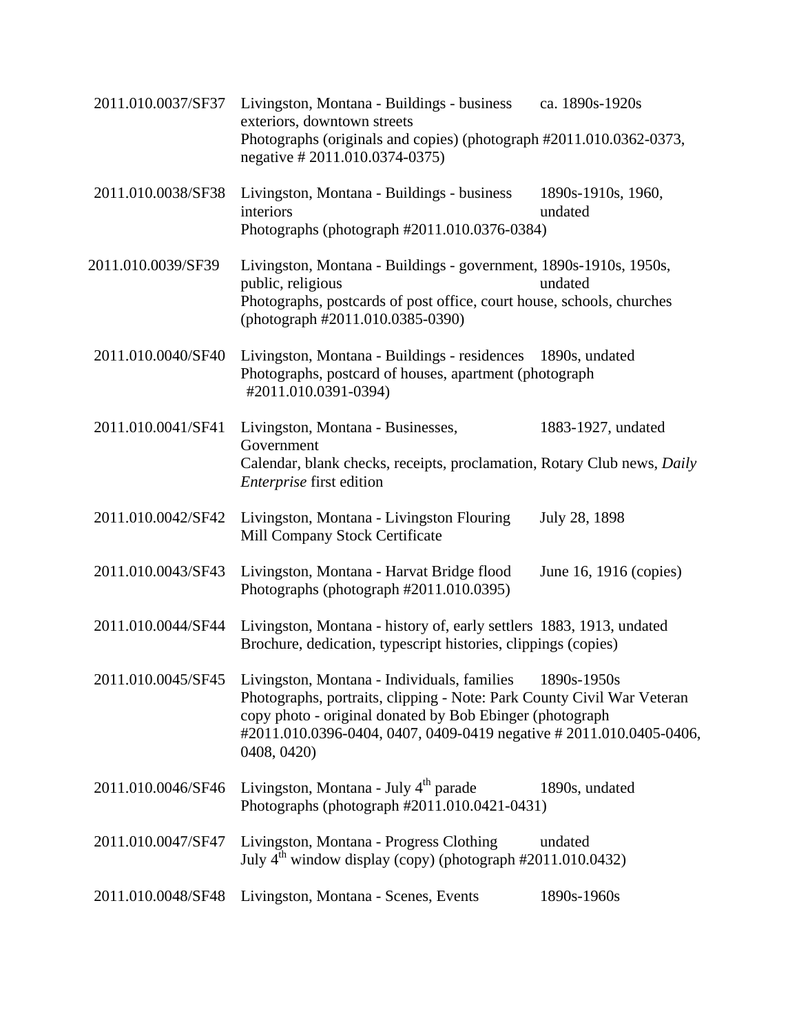| | | |
|---|---|---|
| 2011.010.0037/SF37 | Livingston, Montana - Buildings - business exteriors, downtown streets<br>Photographs (originals and copies) (photograph #2011.010.0362-0373, negative # 2011.010.0374-0375) | ca. 1890s-1920s |
| 2011.010.0038/SF38 | Livingston, Montana - Buildings - business interiors<br>Photographs (photograph #2011.010.0376-0384) | 1890s-1910s, 1960, undated |
| 2011.010.0039/SF39 | Livingston, Montana - Buildings - government, public, religious<br>Photographs, postcards of post office, court house, schools, churches (photograph #2011.010.0385-0390) | 1890s-1910s, 1950s, undated |
| 2011.010.0040/SF40 | Livingston, Montana - Buildings - residences<br>Photographs, postcard of houses, apartment (photograph #2011.010.0391-0394) | 1890s, undated |
| 2011.010.0041/SF41 | Livingston, Montana - Businesses, Government<br>Calendar, blank checks, receipts, proclamation, Rotary Club news, *Daily Enterprise* first edition | 1883-1927, undated |
| 2011.010.0042/SF42 | Livingston, Montana - Livingston Flouring Mill Company Stock Certificate | July 28, 1898 |
| 2011.010.0043/SF43 | Livingston, Montana - Harvat Bridge flood<br>Photographs (photograph #2011.010.0395) | June 16, 1916 (copies) |
| 2011.010.0044/SF44 | Livingston, Montana - history of, early settlers<br>Brochure, dedication, typescript histories, clippings (copies) | 1883, 1913, undated |
| 2011.010.0045/SF45 | Livingston, Montana - Individuals, families<br>Photographs, portraits, clipping - Note: Park County Civil War Veteran copy photo - original donated by Bob Ebinger (photograph #2011.010.0396-0404, 0407, 0409-0419 negative # 2011.010.0405-0406, 0408, 0420) | 1890s-1950s |
| 2011.010.0046/SF46 | Livingston, Montana - July 4th parade<br>Photographs (photograph #2011.010.0421-0431) | 1890s, undated |
| 2011.010.0047/SF47 | Livingston, Montana - Progress Clothing<br>July 4th window display (copy) (photograph #2011.010.0432) | undated |
| 2011.010.0048/SF48 | Livingston, Montana - Scenes, Events | 1890s-1960s |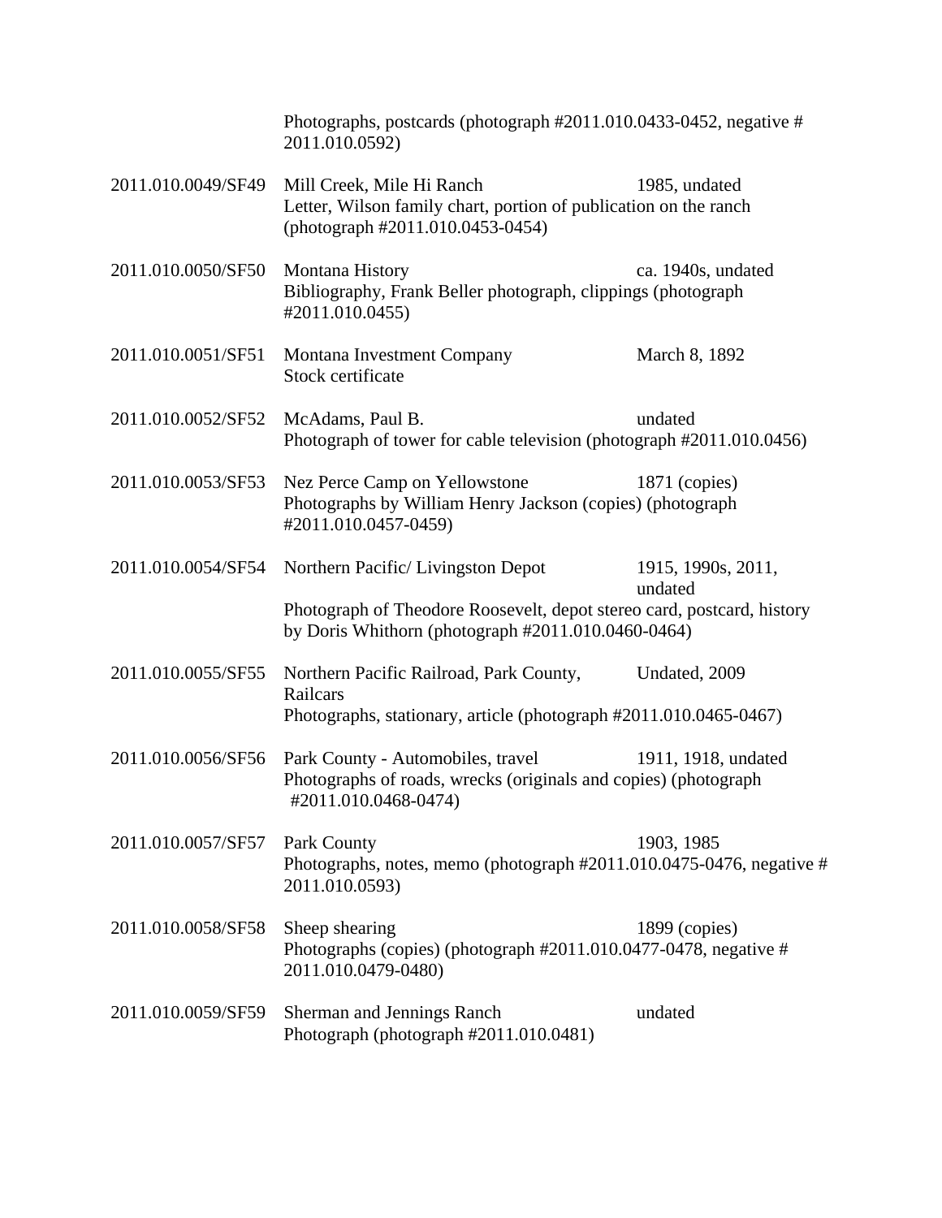Photographs, postcards (photograph #2011.010.0433-0452, negative # 2011.010.0592)

| | | |
|---|---|---|
| 2011.010.0049/SF49 | Mill Creek, Mile Hi Ranch<br>Letter, Wilson family chart, portion of publication on the ranch (photograph #2011.010.0453-0454) | 1985, undated |
| 2011.010.0050/SF50 | Montana History<br>Bibliography, Frank Beller photograph, clippings (photograph #2011.010.0455) | ca. 1940s, undated |
| 2011.010.0051/SF51 | Montana Investment Company<br>Stock certificate | March 8, 1892 |
| 2011.010.0052/SF52 | McAdams, Paul B.<br>Photograph of tower for cable television (photograph #2011.010.0456) | undated |
| 2011.010.0053/SF53 | Nez Perce Camp on Yellowstone<br>Photographs by William Henry Jackson (copies) (photograph #2011.010.0457-0459) | 1871 (copies) |
| 2011.010.0054/SF54 | Northern Pacific/ Livingston Depot<br>Photograph of Theodore Roosevelt, depot stereo card, postcard, history by Doris Whithorn (photograph #2011.010.0460-0464) | 1915, 1990s, 2011, undated |
| 2011.010.0055/SF55 | Northern Pacific Railroad, Park County, Railcars<br>Photographs, stationary, article (photograph #2011.010.0465-0467) | Undated, 2009 |
| 2011.010.0056/SF56 | Park County - Automobiles, travel<br>Photographs of roads, wrecks (originals and copies) (photograph #2011.010.0468-0474) | 1911, 1918, undated |
| 2011.010.0057/SF57 | Park County<br>Photographs, notes, memo (photograph #2011.010.0475-0476, negative # 2011.010.0593) | 1903, 1985 |
| 2011.010.0058/SF58 | Sheep shearing<br>Photographs (copies) (photograph #2011.010.0477-0478, negative # 2011.010.0479-0480) | 1899 (copies) |
| 2011.010.0059/SF59 | Sherman and Jennings Ranch<br>Photograph (photograph #2011.010.0481) | undated |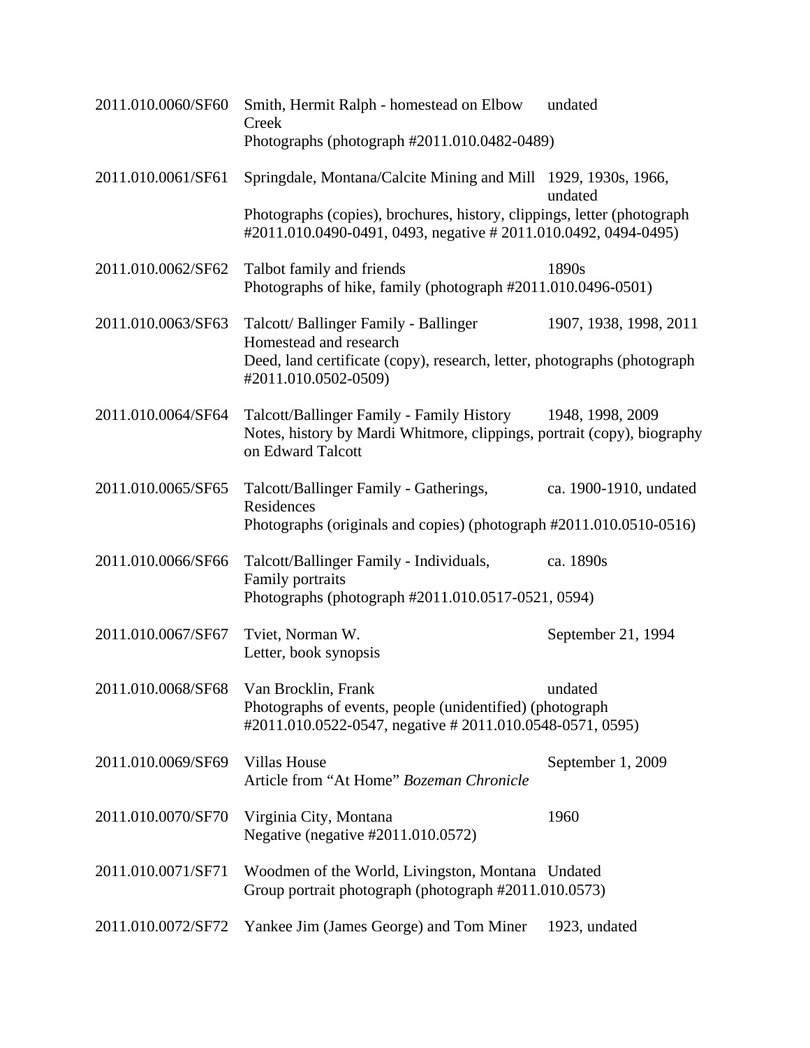| | | |
|---|---|---|
| 2011.010.0060/SF60 | Smith, Hermit Ralph - homestead on Elbow Creek<br>Photographs (photograph #2011.010.0482-0489) | undated |
| 2011.010.0061/SF61 | Springdale, Montana/Calcite Mining and Mill<br>Photographs (copies), brochures, history, clippings, letter (photograph #2011.010.0490-0491, 0493, negative # 2011.010.0492, 0494-0495) | 1929, 1930s, 1966, undated |
| 2011.010.0062/SF62 | Talbot family and friends<br>Photographs of hike, family (photograph #2011.010.0496-0501) | 1890s |
| 2011.010.0063/SF63 | Talcott/ Ballinger Family - Ballinger Homestead and research<br>Deed, land certificate (copy), research, letter, photographs (photograph #2011.010.0502-0509) | 1907, 1938, 1998, 2011 |
| 2011.010.0064/SF64 | Talcott/Ballinger Family - Family History<br>Notes, history by Mardi Whitmore, clippings, portrait (copy), biography on Edward Talcott | 1948, 1998, 2009 |
| 2011.010.0065/SF65 | Talcott/Ballinger Family - Gatherings, Residences<br>Photographs (originals and copies) (photograph #2011.010.0510-0516) | ca. 1900-1910, undated |
| 2011.010.0066/SF66 | Talcott/Ballinger Family - Individuals, Family portraits<br>Photographs (photograph #2011.010.0517-0521, 0594) | ca. 1890s |
| 2011.010.0067/SF67 | Tviet, Norman W.<br>Letter, book synopsis | September 21, 1994 |
| 2011.010.0068/SF68 | Van Brocklin, Frank<br>Photographs of events, people (unidentified) (photograph #2011.010.0522-0547, negative # 2011.010.0548-0571, 0595) | undated |
| 2011.010.0069/SF69 | Villas House<br>Article from "At Home" *Bozeman Chronicle* | September 1, 2009 |
| 2011.010.0070/SF70 | Virginia City, Montana<br>Negative (negative #2011.010.0572) | 1960 |
| 2011.010.0071/SF71 | Woodmen of the World, Livingston, Montana<br>Group portrait photograph (photograph #2011.010.0573) | Undated |
| 2011.010.0072/SF72 | Yankee Jim (James George) and Tom Miner | 1923, undated |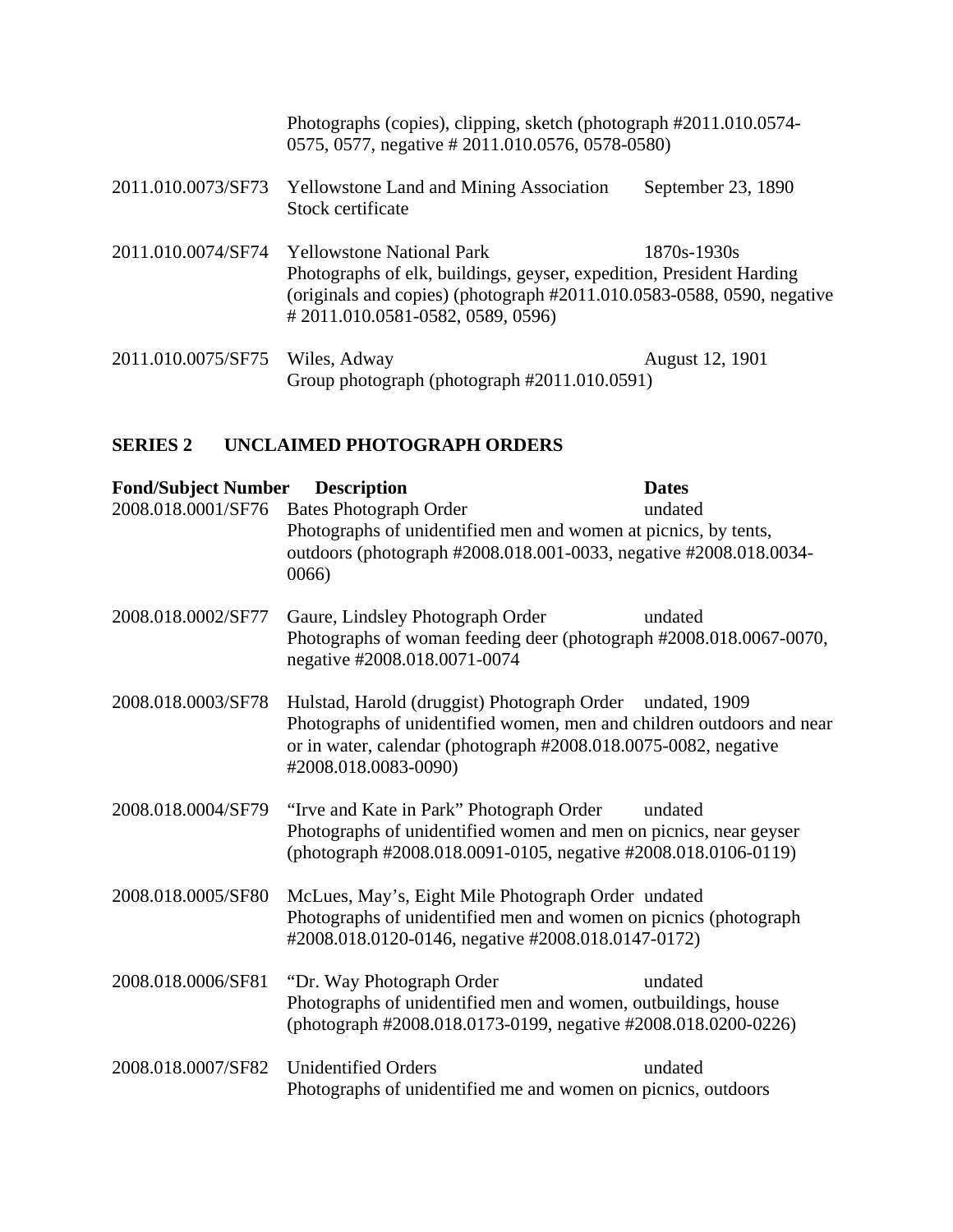| | | |
|---|---|---|
| | Photographs (copies), clipping, sketch (photograph #2011.010.0574-0575, 0577, negative # 2011.010.0576, 0578-0580) | |
| 2011.010.0073/SF73 | Yellowstone Land and Mining Association<br>Stock certificate | September 23, 1890 |
| 2011.010.0074/SF74 | Yellowstone National Park<br>Photographs of elk, buildings, geyser, expedition, President Harding (originals and copies) (photograph #2011.010.0583-0588, 0590, negative # 2011.010.0581-0582, 0589, 0596) | 1870s-1930s |
| 2011.010.0075/SF75 | Wiles, Adway<br>Group photograph (photograph #2011.010.0591) | August 12, 1901 |

## SERIES 2 UNCLAIMED PHOTOGRAPH ORDERS

| Fond/Subject Number | Description | Dates |
|---|---|---|
| 2008.018.0001/SF76 | Bates Photograph Order<br>Photographs of unidentified men and women at picnics, by tents, outdoors (photograph #2008.018.001-0033, negative #2008.018.0034-0066) | undated |
| 2008.018.0002/SF77 | Gaure, Lindsley Photograph Order<br>Photographs of woman feeding deer (photograph #2008.018.0067-0070, negative #2008.018.0071-0074 | undated |
| 2008.018.0003/SF78 | Hulstad, Harold (druggist) Photograph Order<br>Photographs of unidentified women, men and children outdoors and near or in water, calendar (photograph #2008.018.0075-0082, negative #2008.018.0083-0090) | undated, 1909 |
| 2008.018.0004/SF79 | "Irve and Kate in Park" Photograph Order<br>Photographs of unidentified women and men on picnics, near geyser (photograph #2008.018.0091-0105, negative #2008.018.0106-0119) | undated |
| 2008.018.0005/SF80 | McLues, May's, Eight Mile Photograph Order<br>Photographs of unidentified men and women on picnics (photograph #2008.018.0120-0146, negative #2008.018.0147-0172) | undated |
| 2008.018.0006/SF81 | "Dr. Way Photograph Order<br>Photographs of unidentified men and women, outbuildings, house (photograph #2008.018.0173-0199, negative #2008.018.0200-0226) | undated |
| 2008.018.0007/SF82 | Unidentified Orders<br>Photographs of unidentified me and women on picnics, outdoors | undated |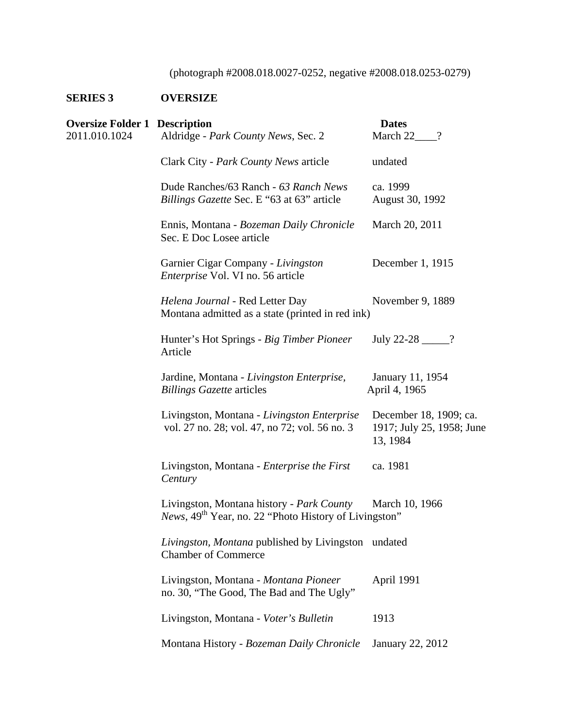(photograph #2008.018.0027-0252, negative #2008.018.0253-0279)

## SERIES 3 OVERSIZE

| Oversize Folder 1 | Description | Dates |
|---|---|---|
| 2011.010.1024 | Aldridge - *Park County News*, Sec. 2 | March 22____? |
| | Clark City - *Park County News* article | undated |
| | Dude Ranches/63 Ranch - *63 Ranch News* | ca. 1999 |
| | *Billings Gazette* Sec. E "63 at 63" article | August 30, 1992 |
| | Ennis, Montana - *Bozeman Daily Chronicle* Sec. E Doc Losee article | March 20, 2011 |
| | Garnier Cigar Company - *Livingston Enterprise* Vol. VI no. 56 article | December 1, 1915 |
| | *Helena Journal* - Red Letter Day Montana admitted as a state (printed in red ink) | November 9, 1889 |
| | Hunter's Hot Springs - *Big Timber Pioneer* Article | July 22-28 _____? |
| | Jardine, Montana - *Livingston Enterprise*, *Billings Gazette* articles | January 11, 1954 April 4, 1965 |
| | Livingston, Montana - *Livingston Enterprise* vol. 27 no. 28; vol. 47, no 72; vol. 56 no. 3 | December 18, 1909; ca. 1917; July 25, 1958; June 13, 1984 |
| | Livingston, Montana - *Enterprise the First Century* | ca. 1981 |
| | Livingston, Montana history - *Park County News*, 49th Year, no. 22 "Photo History of Livingston" | March 10, 1966 |
| | *Livingston, Montana* published by Livingston Chamber of Commerce | undated |
| | Livingston, Montana - *Montana Pioneer* no. 30, "The Good, The Bad and The Ugly" | April 1991 |
| | Livingston, Montana - *Voter's Bulletin* | 1913 |
| | Montana History - *Bozeman Daily Chronicle* | January 22, 2012 |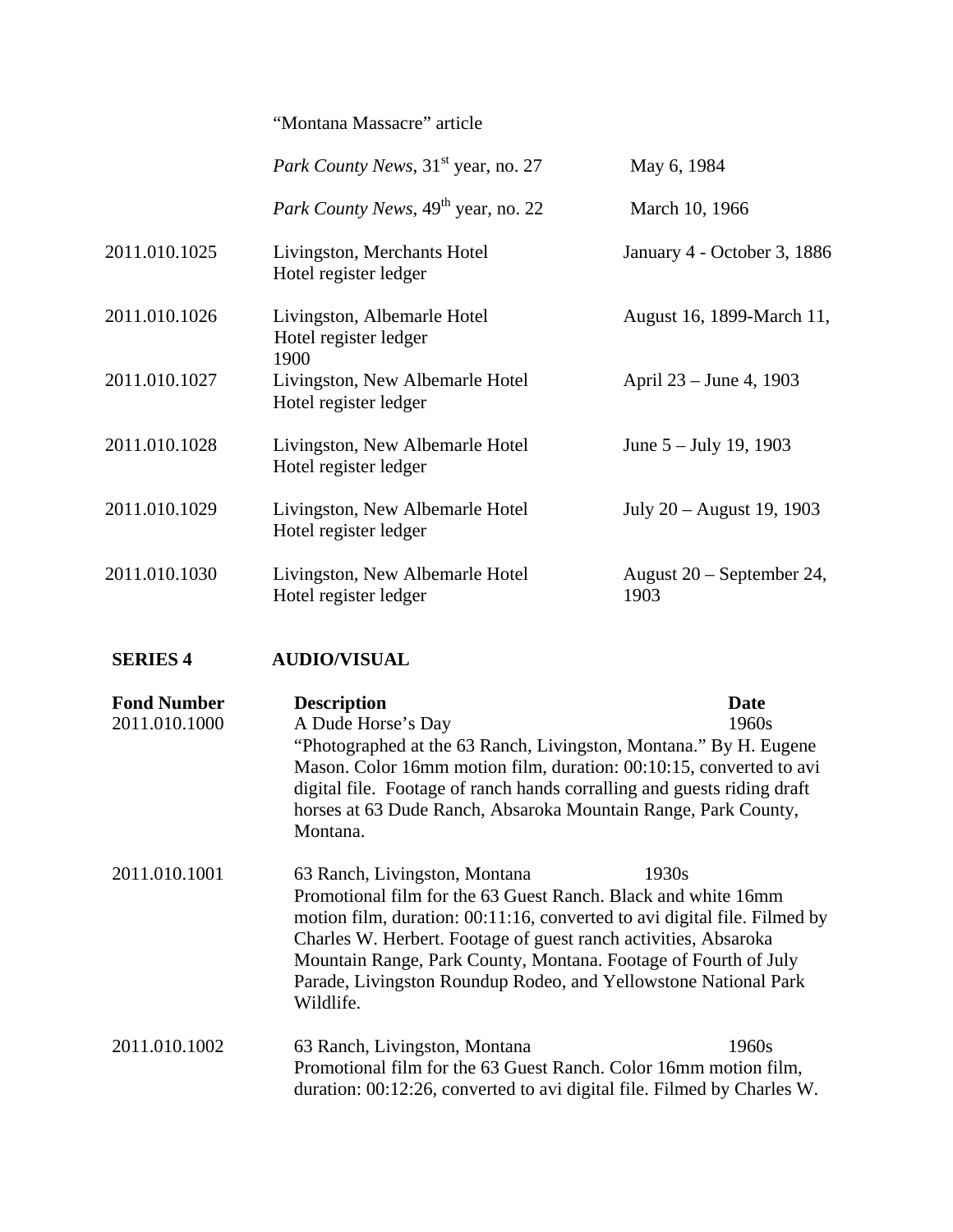| | | |
|---|---|---|
| | "Montana Massacre" article | |
| | *Park County News*, 31st year, no. 27 | May 6, 1984 |
| | *Park County News*, 49th year, no. 22 | March 10, 1966 |
| 2011.010.1025 | Livingston, Merchants Hotel<br>Hotel register ledger | January 4 - October 3, 1886 |
| 2011.010.1026 | Livingston, Albemarle Hotel<br>Hotel register ledger | August 16, 1899-March 11, 1900 |
| 2011.010.1027 | Livingston, New Albemarle Hotel<br>Hotel register ledger | April 23 – June 4, 1903 |
| 2011.010.1028 | Livingston, New Albemarle Hotel<br>Hotel register ledger | June 5 – July 19, 1903 |
| 2011.010.1029 | Livingston, New Albemarle Hotel<br>Hotel register ledger | July 20 – August 19, 1903 |
| 2011.010.1030 | Livingston, New Albemarle Hotel<br>Hotel register ledger | August 20 – September 24, 1903 |

## SERIES 4 AUDIO/VISUAL

| Fond Number | Description | Date |
|---|---|---|
| 2011.010.1000 | A Dude Horse's Day<br>"Photographed at the 63 Ranch, Livingston, Montana." By H. Eugene Mason. Color 16mm motion film, duration: 00:10:15, converted to avi digital file. Footage of ranch hands corralling and guests riding draft horses at 63 Dude Ranch, Absaroka Mountain Range, Park County, Montana. | 1960s |
| 2011.010.1001 | 63 Ranch, Livingston, Montana<br>Promotional film for the 63 Guest Ranch. Black and white 16mm motion film, duration: 00:11:16, converted to avi digital file. Filmed by Charles W. Herbert. Footage of guest ranch activities, Absaroka Mountain Range, Park County, Montana. Footage of Fourth of July Parade, Livingston Roundup Rodeo, and Yellowstone National Park Wildlife. | 1930s |
| 2011.010.1002 | 63 Ranch, Livingston, Montana<br>Promotional film for the 63 Guest Ranch. Color 16mm motion film, duration: 00:12:26, converted to avi digital file. Filmed by Charles W. | 1960s |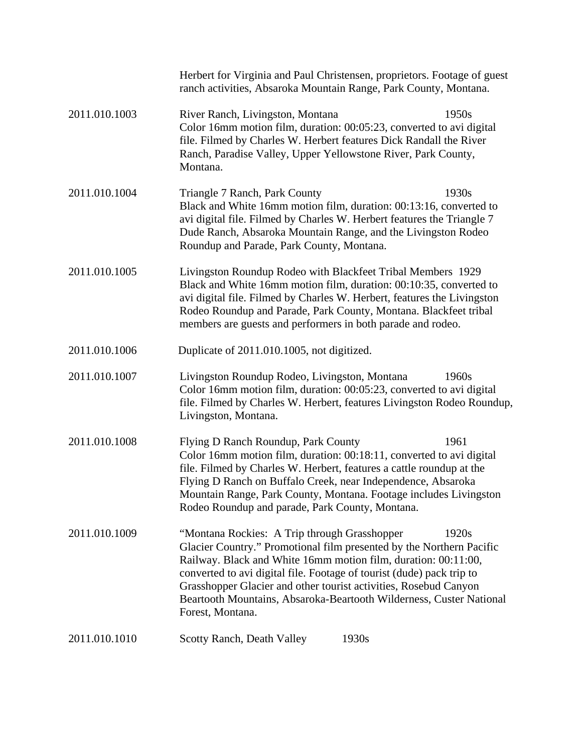Herbert for Virginia and Paul Christensen, proprietors. Footage of guest ranch activities, Absaroka Mountain Range, Park County, Montana.

2011.010.1003 River Ranch, Livingston, Montana 1950s
Color 16mm motion film, duration: 00:05:23, converted to avi digital file. Filmed by Charles W. Herbert features Dick Randall the River Ranch, Paradise Valley, Upper Yellowstone River, Park County, Montana.

2011.010.1004 Triangle 7 Ranch, Park County 1930s
Black and White 16mm motion film, duration: 00:13:16, converted to avi digital file. Filmed by Charles W. Herbert features the Triangle 7 Dude Ranch, Absaroka Mountain Range, and the Livingston Rodeo Roundup and Parade, Park County, Montana.

2011.010.1005 Livingston Roundup Rodeo with Blackfeet Tribal Members 1929
Black and White 16mm motion film, duration: 00:10:35, converted to avi digital file. Filmed by Charles W. Herbert, features the Livingston Rodeo Roundup and Parade, Park County, Montana. Blackfeet tribal members are guests and performers in both parade and rodeo.

2011.010.1006 Duplicate of 2011.010.1005, not digitized.

2011.010.1007 Livingston Roundup Rodeo, Livingston, Montana 1960s
Color 16mm motion film, duration: 00:05:23, converted to avi digital file. Filmed by Charles W. Herbert, features Livingston Rodeo Roundup, Livingston, Montana.

2011.010.1008 Flying D Ranch Roundup, Park County 1961
Color 16mm motion film, duration: 00:18:11, converted to avi digital file. Filmed by Charles W. Herbert, features a cattle roundup at the Flying D Ranch on Buffalo Creek, near Independence, Absaroka Mountain Range, Park County, Montana. Footage includes Livingston Rodeo Roundup and parade, Park County, Montana.

2011.010.1009 "Montana Rockies: A Trip through Grasshopper Glacier Country." 1920s
Promotional film presented by the Northern Pacific Railway. Black and White 16mm motion film, duration: 00:11:00, converted to avi digital file. Footage of tourist (dude) pack trip to Grasshopper Glacier and other tourist activities, Rosebud Canyon Beartooth Mountains, Absaroka-Beartooth Wilderness, Custer National Forest, Montana.

2011.010.1010 Scotty Ranch, Death Valley 1930s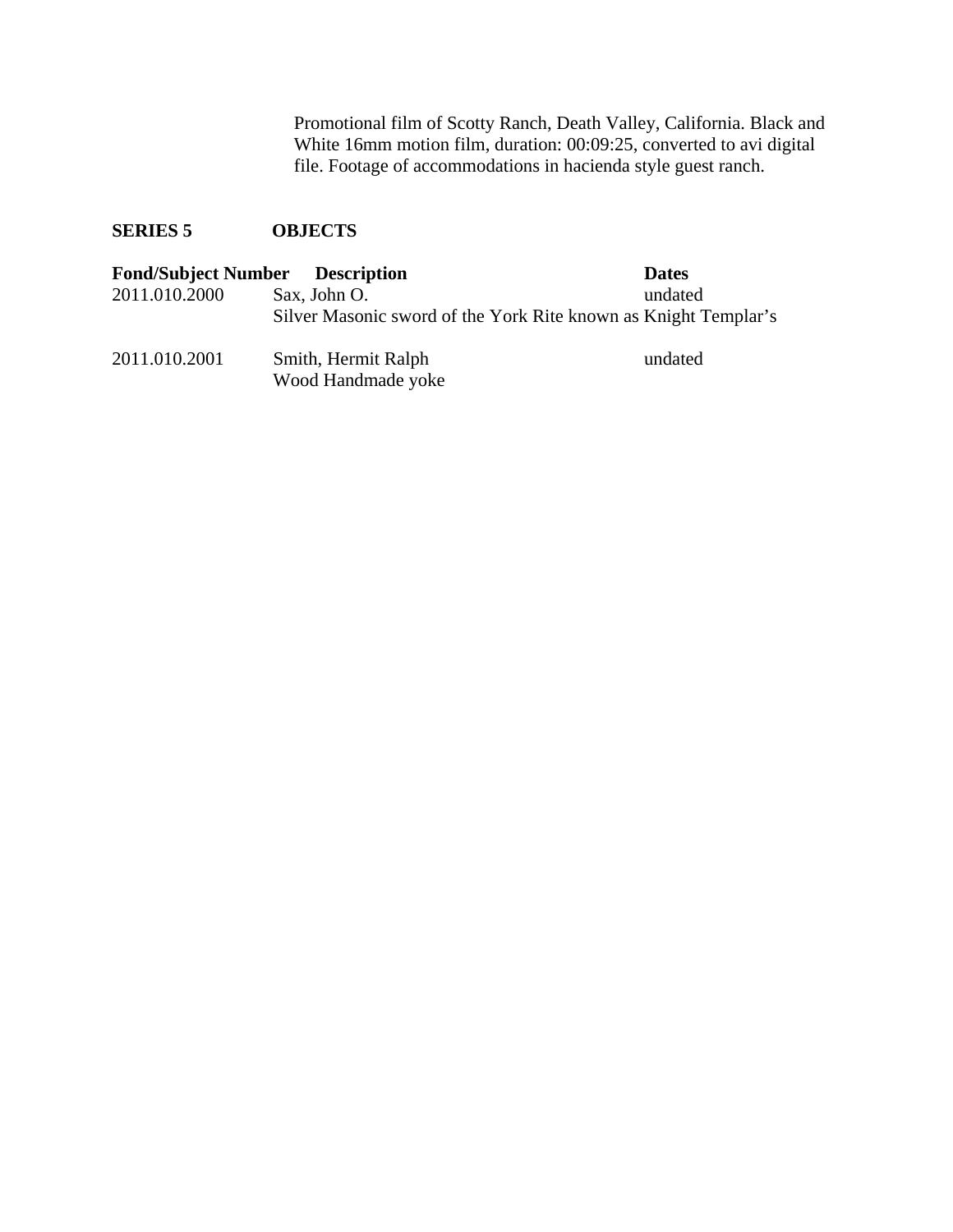Promotional film of Scotty Ranch, Death Valley, California. Black and White 16mm motion film, duration: 00:09:25, converted to avi digital file. Footage of accommodations in hacienda style guest ranch.

## SERIES 5 OBJECTS

| Fond/Subject Number | Description | Dates |
|---|---|---|
| 2011.010.2000 | Sax, John O.<br>Silver Masonic sword of the York Rite known as Knight Templar's | undated |
| 2011.010.2001 | Smith, Hermit Ralph<br>Wood Handmade yoke | undated |